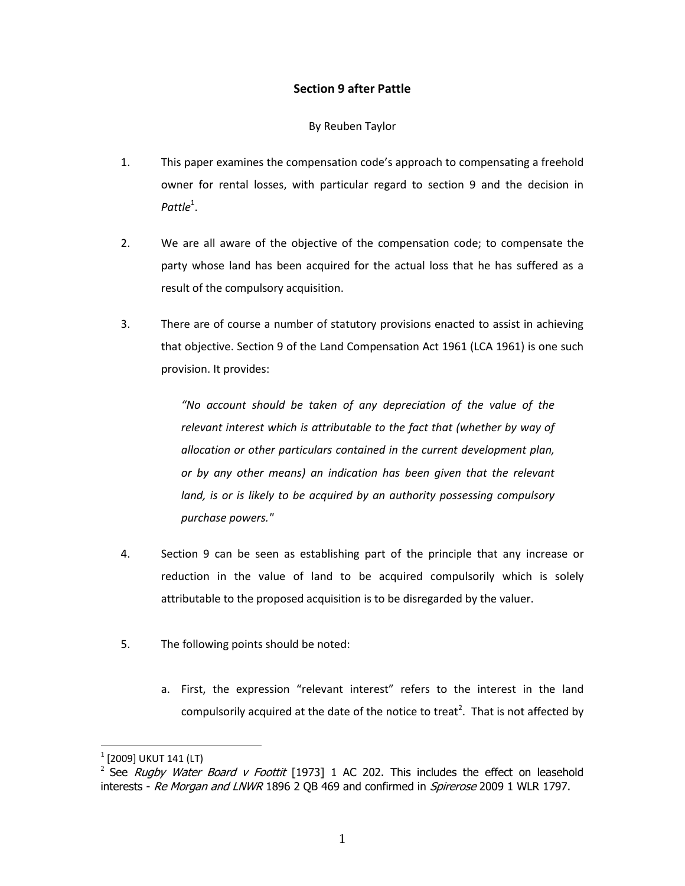**Section 9 after Pattle**

By Reuben Taylor

1. This paper examines the compensation code's approach to compensating a freehold owner for rental losses, with particular regard to section 9 and the decision in *Pattle*[1].

2. We are all aware of the objective of the compensation code; to compensate the party whose land has been acquired for the actual loss that he has suffered as a result of the compulsory acquisition.

3. There are of course a number of statutory provisions enacted to assist in achieving that objective. Section 9 of the Land Compensation Act 1961 (LCA 1961) is one such provision. It provides:

   > *"No account should be taken of any depreciation of the value of the relevant interest which is attributable to the fact that (whether by way of allocation or other particulars contained in the current development plan, or by any other means) an indication has been given that the relevant land, is or is likely to be acquired by an authority possessing compulsory purchase powers."*

4. Section 9 can be seen as establishing part of the principle that any increase or reduction in the value of land to be acquired compulsorily which is solely attributable to the proposed acquisition is to be disregarded by the valuer.

5. The following points should be noted:

   a. First, the expression "relevant interest" refers to the interest in the land compulsorily acquired at the date of the notice to treat[2]. That is not affected by

---

[1] [2009] UKUT 141 (LT)

[2] See *Rugby Water Board v Foottit* [1973] 1 AC 202. This includes the effect on leasehold interests - *Re Morgan and LNWR* 1896 2 QB 469 and confirmed in *Spirerose* 2009 1 WLR 1797.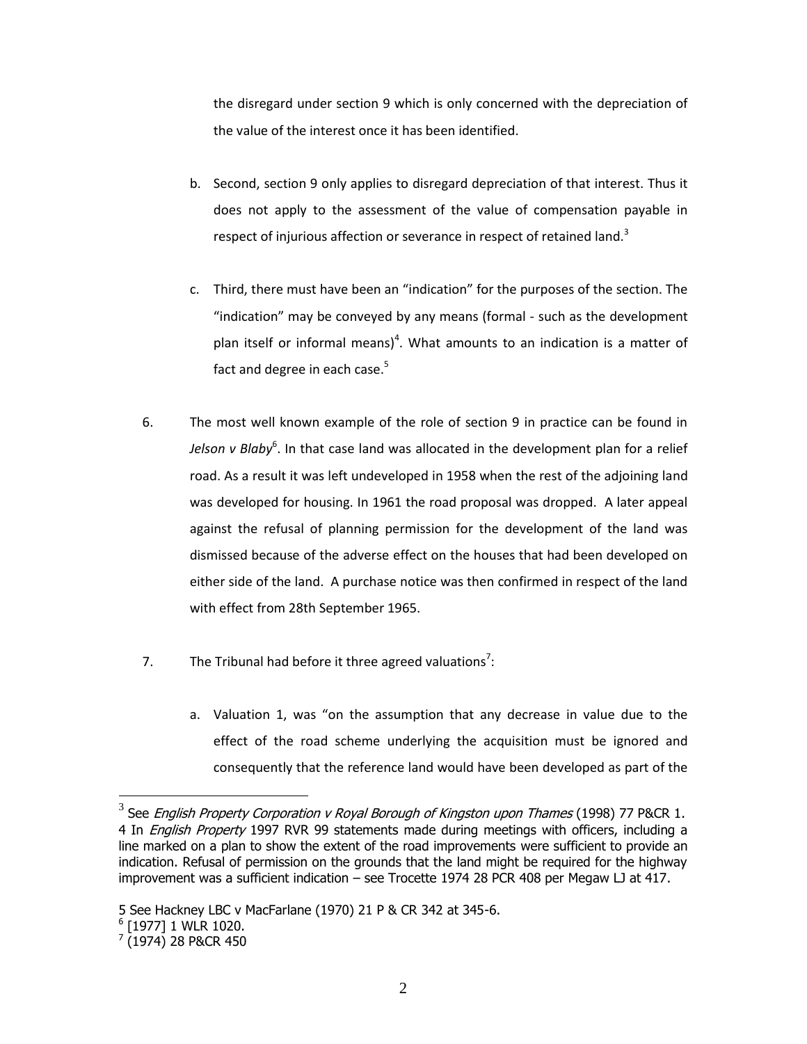the disregard under section 9 which is only concerned with the depreciation of the value of the interest once it has been identified.

b. Second, section 9 only applies to disregard depreciation of that interest. Thus it does not apply to the assessment of the value of compensation payable in respect of injurious affection or severance in respect of retained land.[3]

c. Third, there must have been an "indication" for the purposes of the section. The "indication" may be conveyed by any means (formal - such as the development plan itself or informal means)[4]. What amounts to an indication is a matter of fact and degree in each case.[5]

6. The most well known example of the role of section 9 in practice can be found in *Jelson v Blaby*[6]. In that case land was allocated in the development plan for a relief road. As a result it was left undeveloped in 1958 when the rest of the adjoining land was developed for housing. In 1961 the road proposal was dropped. A later appeal against the refusal of planning permission for the development of the land was dismissed because of the adverse effect on the houses that had been developed on either side of the land. A purchase notice was then confirmed in respect of the land with effect from 28th September 1965.

7. The Tribunal had before it three agreed valuations[7]:

a. Valuation 1, was "on the assumption that any decrease in value due to the effect of the road scheme underlying the acquisition must be ignored and consequently that the reference land would have been developed as part of the

---

[3] See *English Property Corporation v Royal Borough of Kingston upon Thames* (1998) 77 P&CR 1.

4 In *English Property* 1997 RVR 99 statements made during meetings with officers, including a line marked on a plan to show the extent of the road improvements were sufficient to provide an indication. Refusal of permission on the grounds that the land might be required for the highway improvement was a sufficient indication – see Trocette 1974 28 PCR 408 per Megaw LJ at 417.

5 See Hackney LBC v MacFarlane (1970) 21 P & CR 342 at 345-6.

[6] [1977] 1 WLR 1020.

[7] (1974) 28 P&CR 450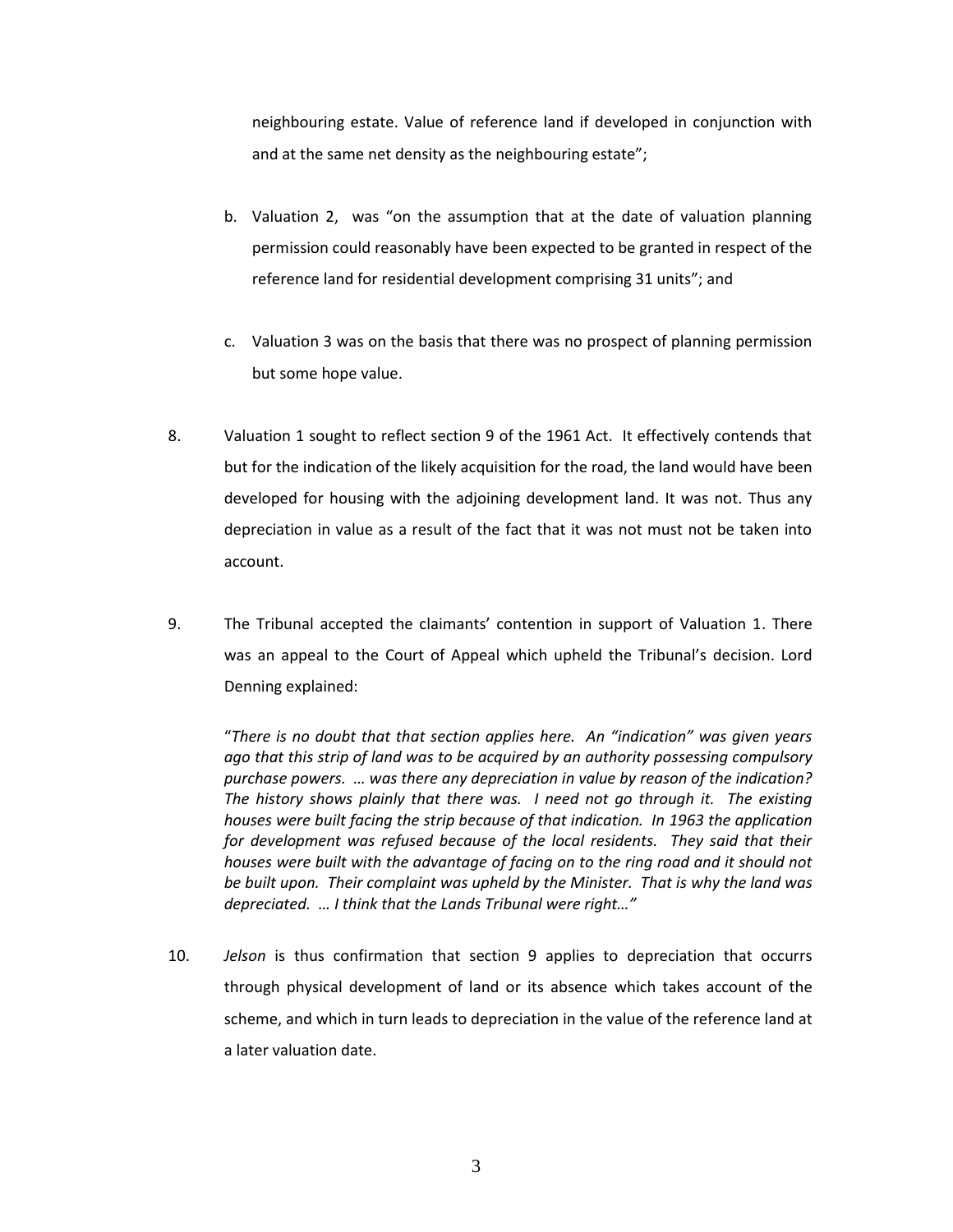neighbouring estate. Value of reference land if developed in conjunction with and at the same net density as the neighbouring estate";

b. Valuation 2, was "on the assumption that at the date of valuation planning permission could reasonably have been expected to be granted in respect of the reference land for residential development comprising 31 units"; and

c. Valuation 3 was on the basis that there was no prospect of planning permission but some hope value.

8. Valuation 1 sought to reflect section 9 of the 1961 Act. It effectively contends that but for the indication of the likely acquisition for the road, the land would have been developed for housing with the adjoining development land. It was not. Thus any depreciation in value as a result of the fact that it was not must not be taken into account.

9. The Tribunal accepted the claimants' contention in support of Valuation 1. There was an appeal to the Court of Appeal which upheld the Tribunal's decision. Lord Denning explained:

> "*There is no doubt that that section applies here. An "indication" was given years ago that this strip of land was to be acquired by an authority possessing compulsory purchase powers. … was there any depreciation in value by reason of the indication? The history shows plainly that there was. I need not go through it. The existing houses were built facing the strip because of that indication. In 1963 the application for development was refused because of the local residents. They said that their houses were built with the advantage of facing on to the ring road and it should not be built upon. Their complaint was upheld by the Minister. That is why the land was depreciated. … I think that the Lands Tribunal were right…"*

10. *Jelson* is thus confirmation that section 9 applies to depreciation that occurrs through physical development of land or its absence which takes account of the scheme, and which in turn leads to depreciation in the value of the reference land at a later valuation date.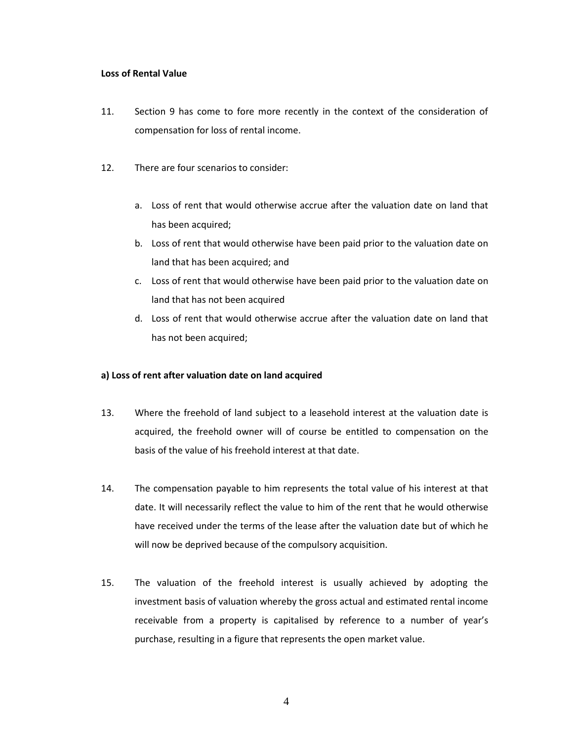**Loss of Rental Value**

11. Section 9 has come to fore more recently in the context of the consideration of compensation for loss of rental income.

12. There are four scenarios to consider:

    a. Loss of rent that would otherwise accrue after the valuation date on land that has been acquired;
    b. Loss of rent that would otherwise have been paid prior to the valuation date on land that has been acquired; and
    c. Loss of rent that would otherwise have been paid prior to the valuation date on land that has not been acquired
    d. Loss of rent that would otherwise accrue after the valuation date on land that has not been acquired;

**a) Loss of rent after valuation date on land acquired**

13. Where the freehold of land subject to a leasehold interest at the valuation date is acquired, the freehold owner will of course be entitled to compensation on the basis of the value of his freehold interest at that date.

14. The compensation payable to him represents the total value of his interest at that date. It will necessarily reflect the value to him of the rent that he would otherwise have received under the terms of the lease after the valuation date but of which he will now be deprived because of the compulsory acquisition.

15. The valuation of the freehold interest is usually achieved by adopting the investment basis of valuation whereby the gross actual and estimated rental income receivable from a property is capitalised by reference to a number of year's purchase, resulting in a figure that represents the open market value.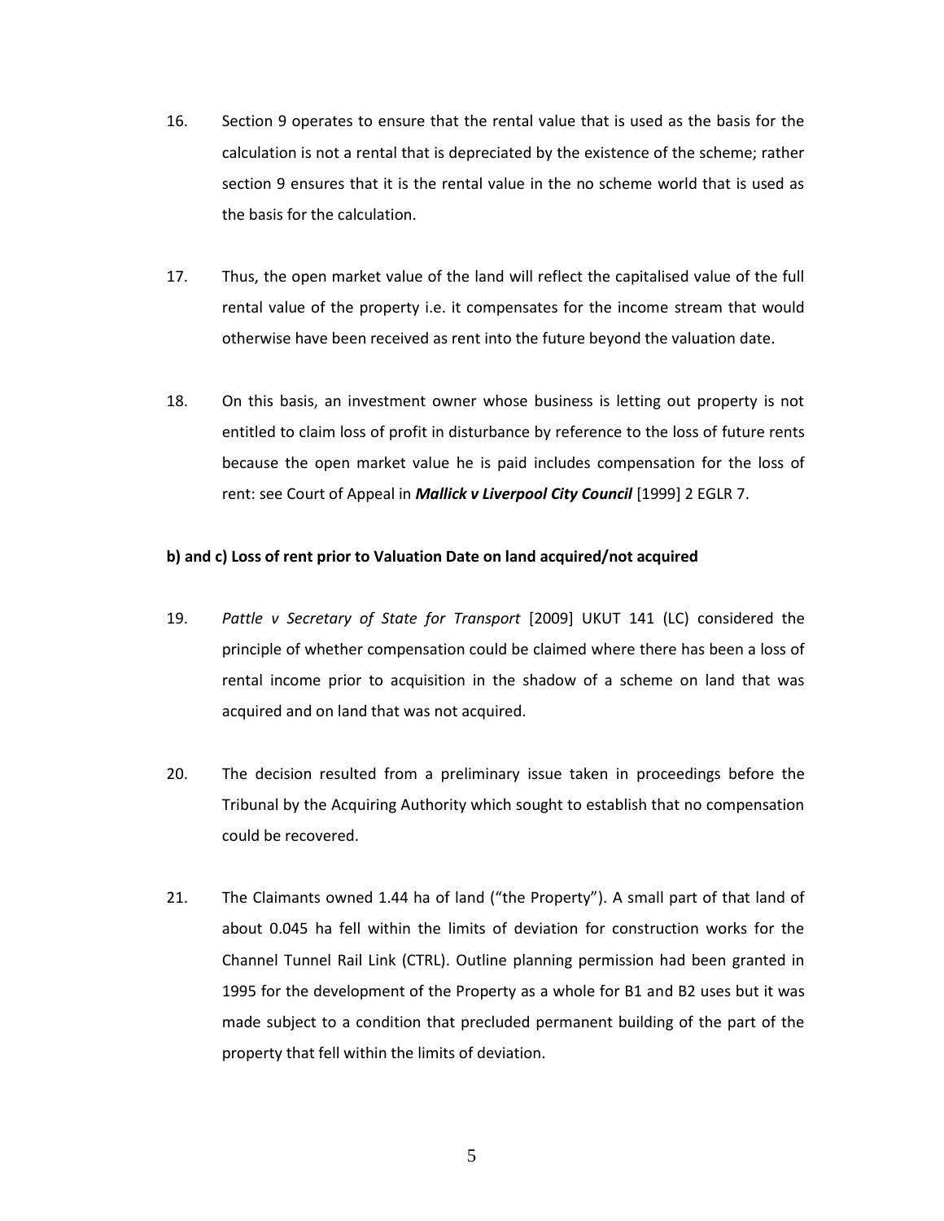16. Section 9 operates to ensure that the rental value that is used as the basis for the calculation is not a rental that is depreciated by the existence of the scheme; rather section 9 ensures that it is the rental value in the no scheme world that is used as the basis for the calculation.

17. Thus, the open market value of the land will reflect the capitalised value of the full rental value of the property i.e. it compensates for the income stream that would otherwise have been received as rent into the future beyond the valuation date.

18. On this basis, an investment owner whose business is letting out property is not entitled to claim loss of profit in disturbance by reference to the loss of future rents because the open market value he is paid includes compensation for the loss of rent: see Court of Appeal in ***Mallick v Liverpool City Council*** [1999] 2 EGLR 7.

**b) and c) Loss of rent prior to Valuation Date on land acquired/not acquired**

19. *Pattle v Secretary of State for Transport* [2009] UKUT 141 (LC) considered the principle of whether compensation could be claimed where there has been a loss of rental income prior to acquisition in the shadow of a scheme on land that was acquired and on land that was not acquired.

20. The decision resulted from a preliminary issue taken in proceedings before the Tribunal by the Acquiring Authority which sought to establish that no compensation could be recovered.

21. The Claimants owned 1.44 ha of land ("the Property"). A small part of that land of about 0.045 ha fell within the limits of deviation for construction works for the Channel Tunnel Rail Link (CTRL). Outline planning permission had been granted in 1995 for the development of the Property as a whole for B1 and B2 uses but it was made subject to a condition that precluded permanent building of the part of the property that fell within the limits of deviation.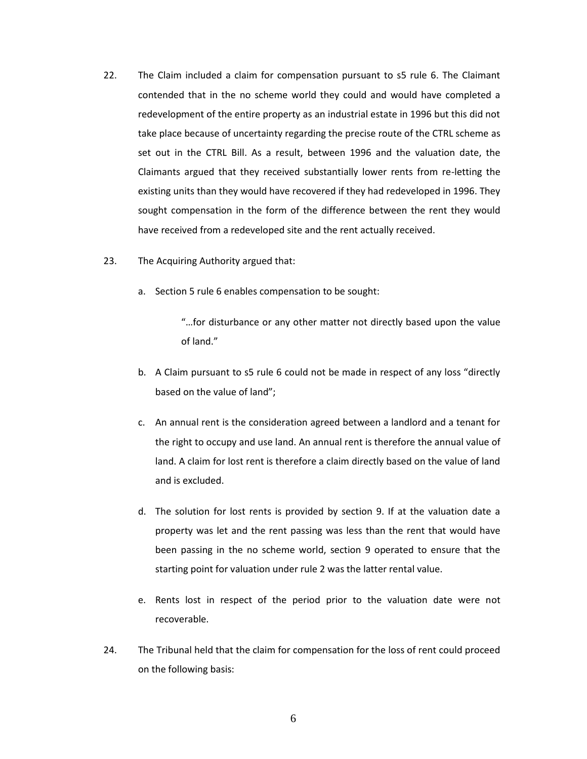22. The Claim included a claim for compensation pursuant to s5 rule 6. The Claimant contended that in the no scheme world they could and would have completed a redevelopment of the entire property as an industrial estate in 1996 but this did not take place because of uncertainty regarding the precise route of the CTRL scheme as set out in the CTRL Bill. As a result, between 1996 and the valuation date, the Claimants argued that they received substantially lower rents from re-letting the existing units than they would have recovered if they had redeveloped in 1996. They sought compensation in the form of the difference between the rent they would have received from a redeveloped site and the rent actually received.

23. The Acquiring Authority argued that:

    a. Section 5 rule 6 enables compensation to be sought:

       > "…for disturbance or any other matter not directly based upon the value of land."

    b. A Claim pursuant to s5 rule 6 could not be made in respect of any loss "directly based on the value of land";

    c. An annual rent is the consideration agreed between a landlord and a tenant for the right to occupy and use land. An annual rent is therefore the annual value of land. A claim for lost rent is therefore a claim directly based on the value of land and is excluded.

    d. The solution for lost rents is provided by section 9. If at the valuation date a property was let and the rent passing was less than the rent that would have been passing in the no scheme world, section 9 operated to ensure that the starting point for valuation under rule 2 was the latter rental value.

    e. Rents lost in respect of the period prior to the valuation date were not recoverable.

24. The Tribunal held that the claim for compensation for the loss of rent could proceed on the following basis: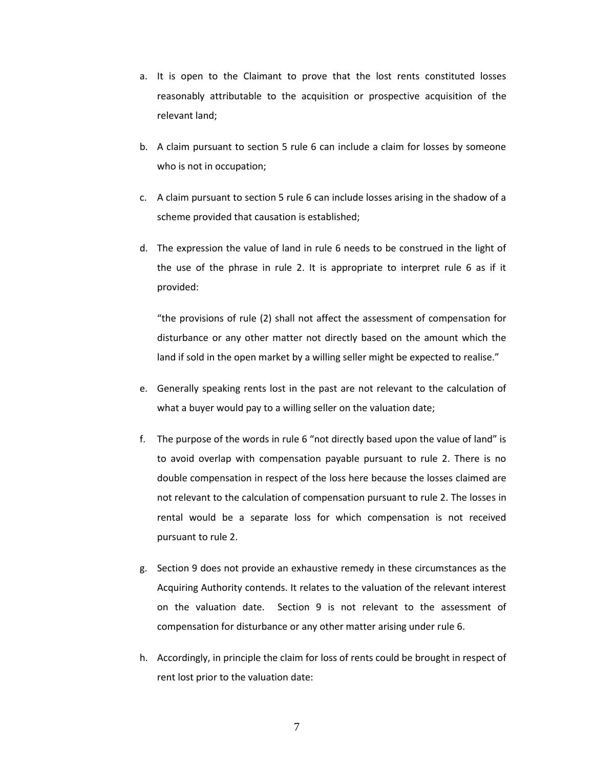a. It is open to the Claimant to prove that the lost rents constituted losses reasonably attributable to the acquisition or prospective acquisition of the relevant land;

b. A claim pursuant to section 5 rule 6 can include a claim for losses by someone who is not in occupation;

c. A claim pursuant to section 5 rule 6 can include losses arising in the shadow of a scheme provided that causation is established;

d. The expression the value of land in rule 6 needs to be construed in the light of the use of the phrase in rule 2. It is appropriate to interpret rule 6 as if it provided:

   "the provisions of rule (2) shall not affect the assessment of compensation for disturbance or any other matter not directly based on the amount which the land if sold in the open market by a willing seller might be expected to realise."

e. Generally speaking rents lost in the past are not relevant to the calculation of what a buyer would pay to a willing seller on the valuation date;

f. The purpose of the words in rule 6 "not directly based upon the value of land" is to avoid overlap with compensation payable pursuant to rule 2. There is no double compensation in respect of the loss here because the losses claimed are not relevant to the calculation of compensation pursuant to rule 2. The losses in rental would be a separate loss for which compensation is not received pursuant to rule 2.

g. Section 9 does not provide an exhaustive remedy in these circumstances as the Acquiring Authority contends. It relates to the valuation of the relevant interest on the valuation date. Section 9 is not relevant to the assessment of compensation for disturbance or any other matter arising under rule 6.

h. Accordingly, in principle the claim for loss of rents could be brought in respect of rent lost prior to the valuation date: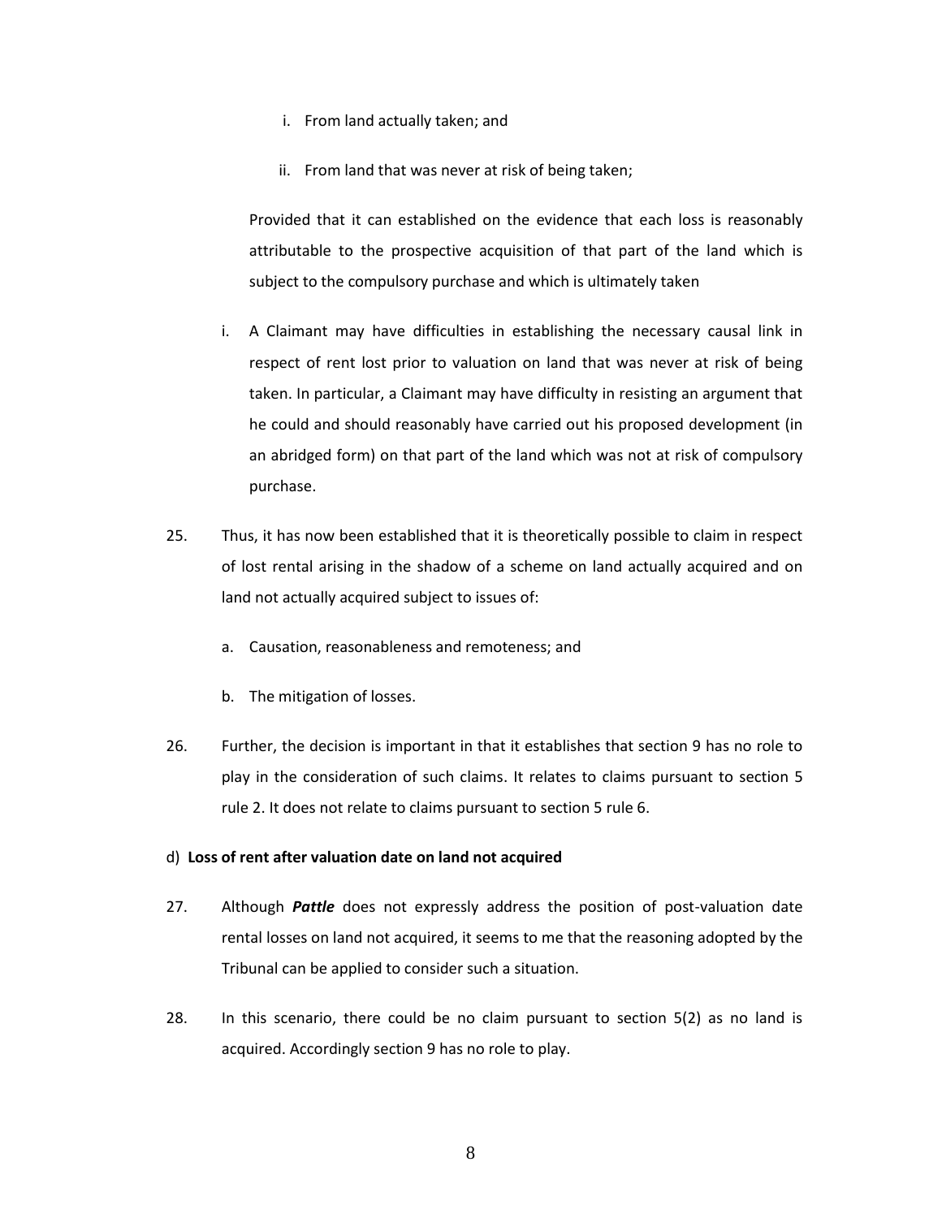i. From land actually taken; and

ii. From land that was never at risk of being taken;

Provided that it can established on the evidence that each loss is reasonably attributable to the prospective acquisition of that part of the land which is subject to the compulsory purchase and which is ultimately taken

i. A Claimant may have difficulties in establishing the necessary causal link in respect of rent lost prior to valuation on land that was never at risk of being taken. In particular, a Claimant may have difficulty in resisting an argument that he could and should reasonably have carried out his proposed development (in an abridged form) on that part of the land which was not at risk of compulsory purchase.

25. Thus, it has now been established that it is theoretically possible to claim in respect of lost rental arising in the shadow of a scheme on land actually acquired and on land not actually acquired subject to issues of:

a. Causation, reasonableness and remoteness; and

b. The mitigation of losses.

26. Further, the decision is important in that it establishes that section 9 has no role to play in the consideration of such claims. It relates to claims pursuant to section 5 rule 2. It does not relate to claims pursuant to section 5 rule 6.

d) **Loss of rent after valuation date on land not acquired**

27. Although ***Pattle*** does not expressly address the position of post-valuation date rental losses on land not acquired, it seems to me that the reasoning adopted by the Tribunal can be applied to consider such a situation.

28. In this scenario, there could be no claim pursuant to section 5(2) as no land is acquired. Accordingly section 9 has no role to play.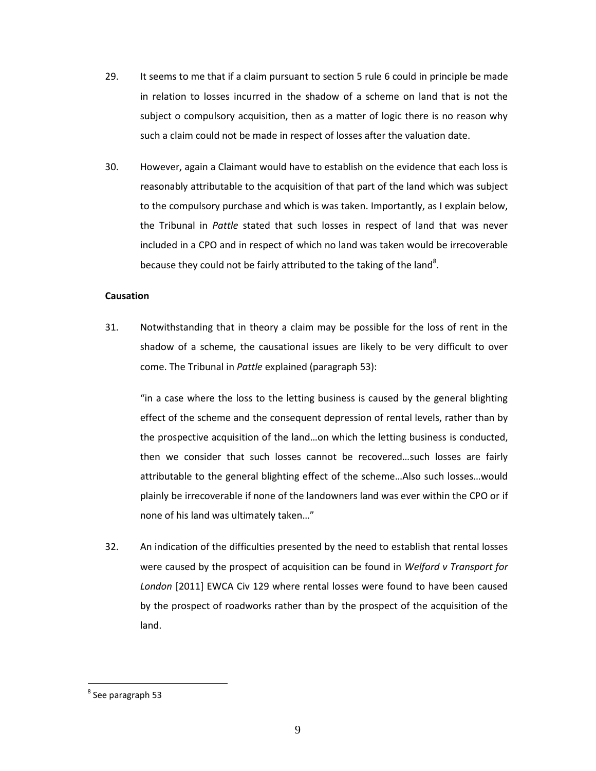29. It seems to me that if a claim pursuant to section 5 rule 6 could in principle be made in relation to losses incurred in the shadow of a scheme on land that is not the subject o compulsory acquisition, then as a matter of logic there is no reason why such a claim could not be made in respect of losses after the valuation date.

30. However, again a Claimant would have to establish on the evidence that each loss is reasonably attributable to the acquisition of that part of the land which was subject to the compulsory purchase and which is was taken. Importantly, as I explain below, the Tribunal in *Pattle* stated that such losses in respect of land that was never included in a CPO and in respect of which no land was taken would be irrecoverable because they could not be fairly attributed to the taking of the land[8].

**Causation**

31. Notwithstanding that in theory a claim may be possible for the loss of rent in the shadow of a scheme, the causational issues are likely to be very difficult to over come. The Tribunal in *Pattle* explained (paragraph 53):

 "in a case where the loss to the letting business is caused by the general blighting effect of the scheme and the consequent depression of rental levels, rather than by the prospective acquisition of the land…on which the letting business is conducted, then we consider that such losses cannot be recovered…such losses are fairly attributable to the general blighting effect of the scheme…Also such losses…would plainly be irrecoverable if none of the landowners land was ever within the CPO or if none of his land was ultimately taken…"

32. An indication of the difficulties presented by the need to establish that rental losses were caused by the prospect of acquisition can be found in *Welford v Transport for London* [2011] EWCA Civ 129 where rental losses were found to have been caused by the prospect of roadworks rather than by the prospect of the acquisition of the land.

---

[8] See paragraph 53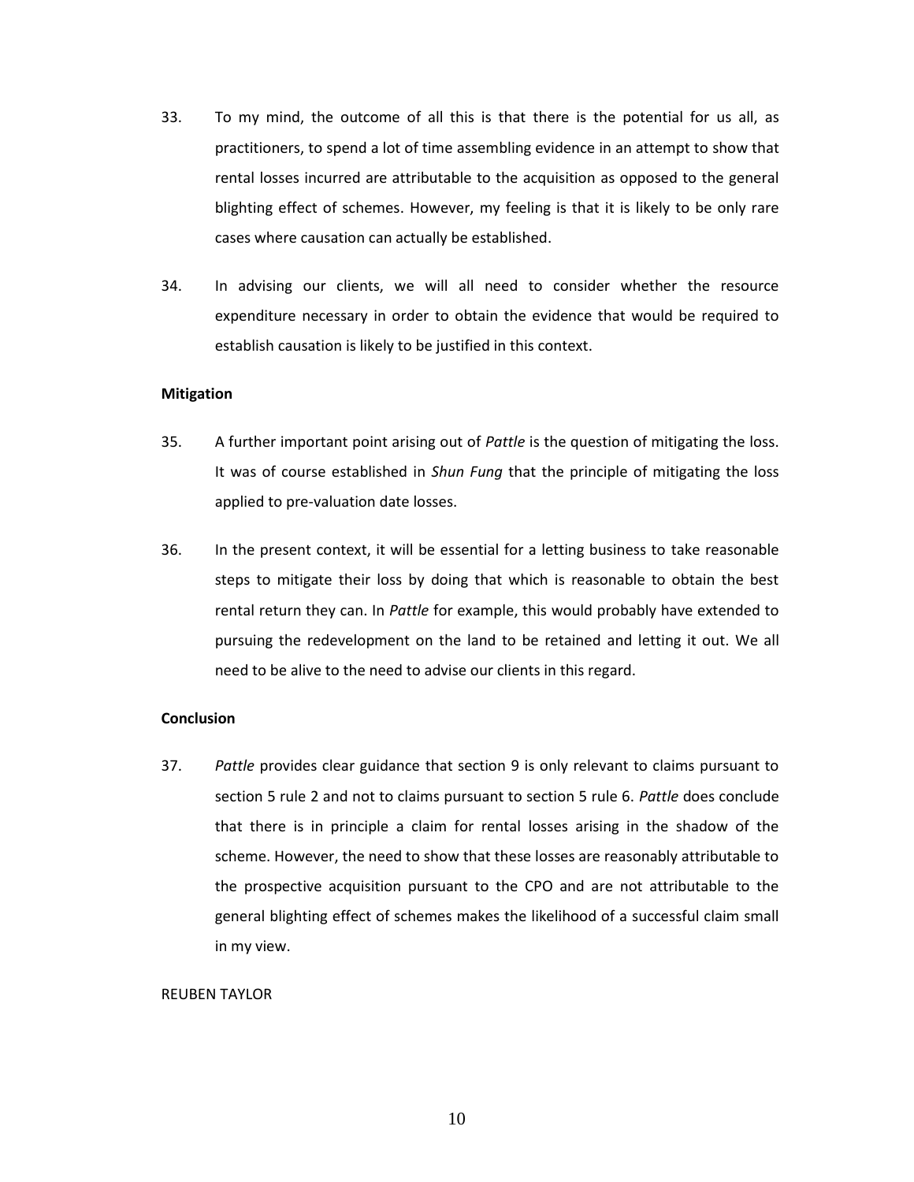33. To my mind, the outcome of all this is that there is the potential for us all, as practitioners, to spend a lot of time assembling evidence in an attempt to show that rental losses incurred are attributable to the acquisition as opposed to the general blighting effect of schemes. However, my feeling is that it is likely to be only rare cases where causation can actually be established.

34. In advising our clients, we will all need to consider whether the resource expenditure necessary in order to obtain the evidence that would be required to establish causation is likely to be justified in this context.

**Mitigation**

35. A further important point arising out of *Pattle* is the question of mitigating the loss. It was of course established in *Shun Fung* that the principle of mitigating the loss applied to pre-valuation date losses.

36. In the present context, it will be essential for a letting business to take reasonable steps to mitigate their loss by doing that which is reasonable to obtain the best rental return they can. In *Pattle* for example, this would probably have extended to pursuing the redevelopment on the land to be retained and letting it out. We all need to be alive to the need to advise our clients in this regard.

**Conclusion**

37. *Pattle* provides clear guidance that section 9 is only relevant to claims pursuant to section 5 rule 2 and not to claims pursuant to section 5 rule 6. *Pattle* does conclude that there is in principle a claim for rental losses arising in the shadow of the scheme. However, the need to show that these losses are reasonably attributable to the prospective acquisition pursuant to the CPO and are not attributable to the general blighting effect of schemes makes the likelihood of a successful claim small in my view.

REUBEN TAYLOR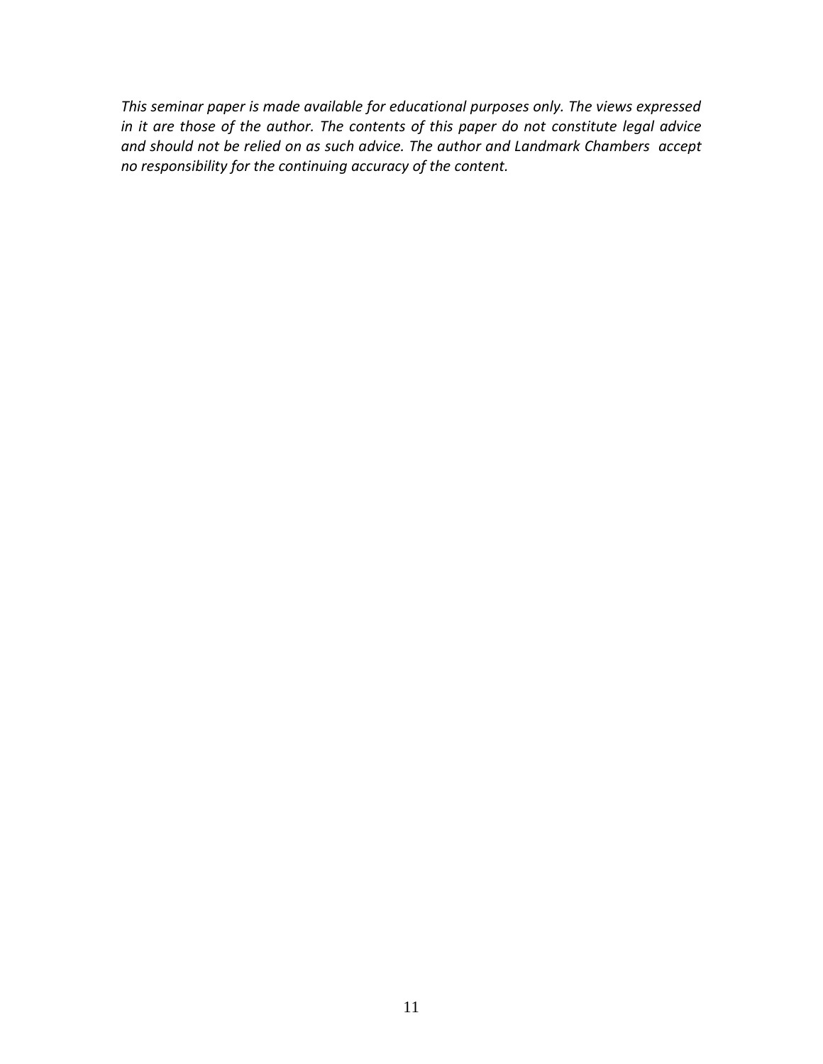*This seminar paper is made available for educational purposes only. The views expressed in it are those of the author. The contents of this paper do not constitute legal advice and should not be relied on as such advice. The author and Landmark Chambers accept no responsibility for the continuing accuracy of the content.*